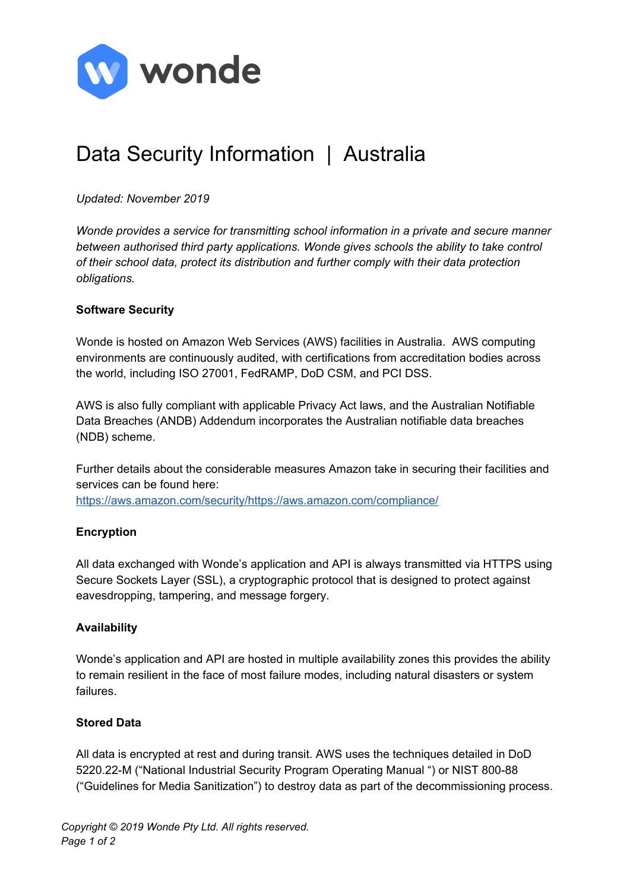wonde

# Data Security Information | Australia

*Updated: November 2019*

*Wonde provides a service for transmitting school information in a private and secure manner between authorised third party applications. Wonde gives schools the ability to take control of their school data, protect its distribution and further comply with their data protection obligations.*

**Software Security**

Wonde is hosted on Amazon Web Services (AWS) facilities in Australia. AWS computing environments are continuously audited, with certifications from accreditation bodies across the world, including ISO 27001, FedRAMP, DoD CSM, and PCI DSS.

AWS is also fully compliant with applicable Privacy Act laws, and the Australian Notifiable Data Breaches (ANDB) Addendum incorporates the Australian notifiable data breaches (NDB) scheme.

Further details about the considerable measures Amazon take in securing their facilities and services can be found here:
https://aws.amazon.com/security/https://aws.amazon.com/compliance/

**Encryption**

All data exchanged with Wonde's application and API is always transmitted via HTTPS using Secure Sockets Layer (SSL), a cryptographic protocol that is designed to protect against eavesdropping, tampering, and message forgery.

**Availability**

Wonde's application and API are hosted in multiple availability zones this provides the ability to remain resilient in the face of most failure modes, including natural disasters or system failures.

**Stored Data**

All data is encrypted at rest and during transit. AWS uses the techniques detailed in DoD 5220.22-M ("National Industrial Security Program Operating Manual ") or NIST 800-88 ("Guidelines for Media Sanitization") to destroy data as part of the decommissioning process.

*Copyright © 2019 Wonde Pty Ltd. All rights reserved.*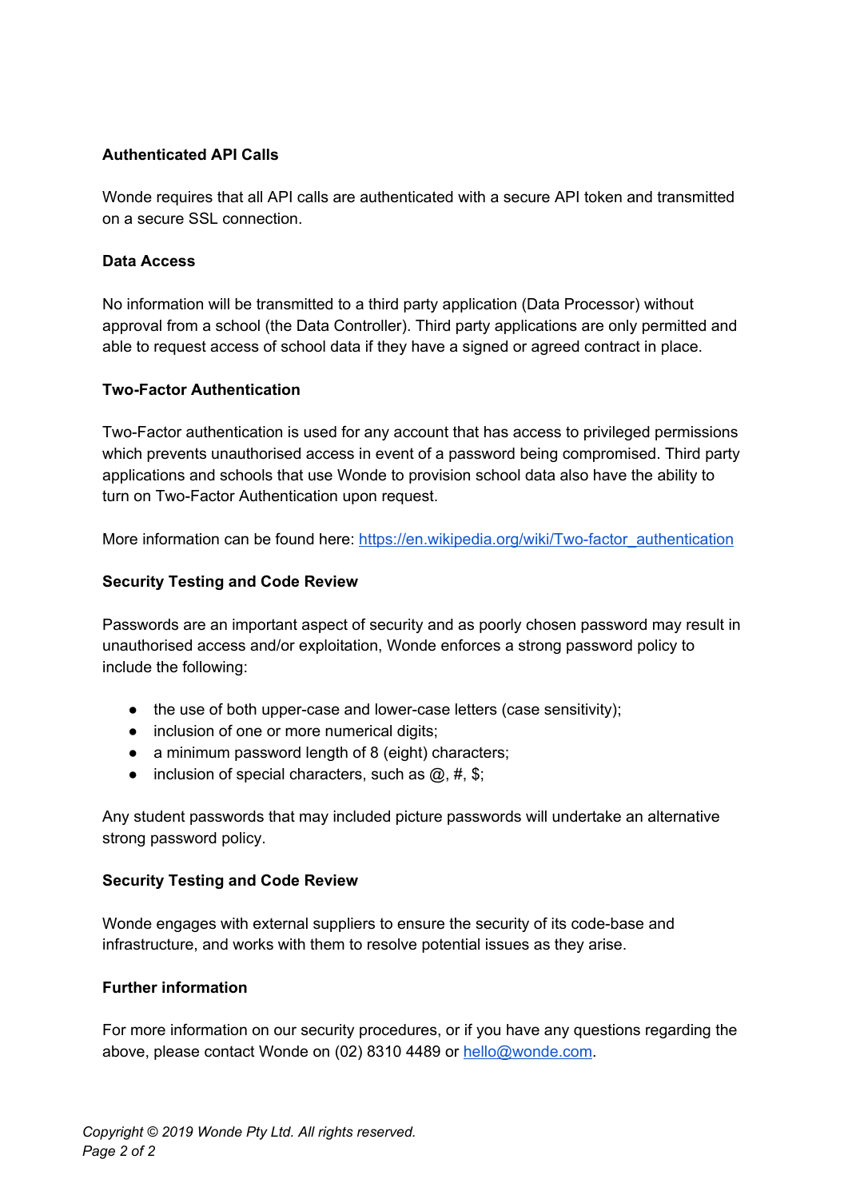**Authenticated API Calls**

Wonde requires that all API calls are authenticated with a secure API token and transmitted on a secure SSL connection.

**Data Access**

No information will be transmitted to a third party application (Data Processor) without approval from a school (the Data Controller). Third party applications are only permitted and able to request access of school data if they have a signed or agreed contract in place.

**Two-Factor Authentication**

Two-Factor authentication is used for any account that has access to privileged permissions which prevents unauthorised access in event of a password being compromised. Third party applications and schools that use Wonde to provision school data also have the ability to turn on Two-Factor Authentication upon request.

More information can be found here: [https://en.wikipedia.org/wiki/Two-factor_authentication](https://en.wikipedia.org/wiki/Two-factor_authentication)

**Security Testing and Code Review**

Passwords are an important aspect of security and as poorly chosen password may result in unauthorised access and/or exploitation, Wonde enforces a strong password policy to include the following:

- the use of both upper-case and lower-case letters (case sensitivity);
- inclusion of one or more numerical digits;
- a minimum password length of 8 (eight) characters;
- inclusion of special characters, such as @, #, $;

Any student passwords that may included picture passwords will undertake an alternative strong password policy.

**Security Testing and Code Review**

Wonde engages with external suppliers to ensure the security of its code-base and infrastructure, and works with them to resolve potential issues as they arise.

**Further information**

For more information on our security procedures, or if you have any questions regarding the above, please contact Wonde on (02) 8310 4489 or [hello@wonde.com](mailto:hello@wonde.com).

*Copyright © 2019 Wonde Pty Ltd. All rights reserved.*